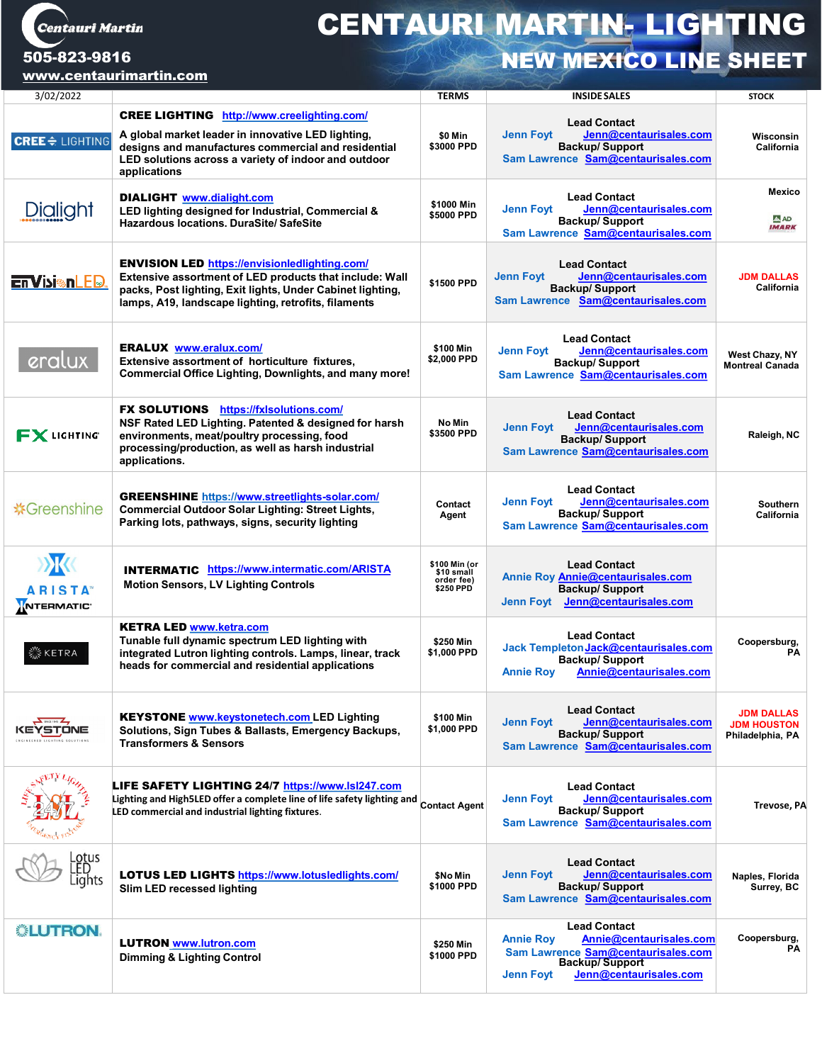# CENTAURI MARTIN- LIGHTING

## NEW MEXICO LINE SHEET

Centauri Martin
505-823-9816
www.centaurimartin.com

| 3/02/2022 | | TERMS | INSIDE SALES | STOCK |
|---|---|---|---|---|
| CREE LIGHTING | **CREE LIGHTING** http://www.creelighting.com/ A global market leader in innovative LED lighting, designs and manufactures commercial and residential LED solutions across a variety of indoor and outdoor applications | $0 Min $3000 PPD | Lead Contact: Jenn Foyt Jenn@centaurisales.com Backup/ Support: Sam Lawrence Sam@centaurisales.com | Wisconsin California |
| Dialight | **DIALIGHT** www.dialight.com LED lighting designed for Industrial, Commercial & Hazardous locations. DuraSite/ SafeSite | $1000 Min $5000 PPD | Lead Contact: Jenn Foyt Jenn@centaurisales.com Backup/ Support: Sam Lawrence Sam@centaurisales.com | Mexico AD IMARK |
| EnVisionLED | **ENVISION LED** https://envisionledlighting.com/ Extensive assortment of LED products that include: Wall packs, Post lighting, Exit lights, Under Cabinet lighting, lamps, A19, landscape lighting, retrofits, filaments | $1500 PPD | Lead Contact: Jenn Foyt Jenn@centaurisales.com Backup/ Support: Sam Lawrence Sam@centaurisales.com | JDM DALLAS California |
| eralux | **ERALUX** www.eralux.com/ Extensive assortment of horticulture fixtures, Commercial Office Lighting, Downlights, and many more! | $100 Min $2,000 PPD | Lead Contact: Jenn Foyt Jenn@centaurisales.com Backup/ Support: Sam Lawrence Sam@centaurisales.com | West Chazy, NY Montreal Canada |
| FX LIGHTING | **FX SOLUTIONS** https://fxlsolutions.com/ NSF Rated LED Lighting. Patented & designed for harsh environments, meat/poultry processing, food processing/production, as well as harsh industrial applications. | No Min $3500 PPD | Lead Contact: Jenn Foyt Jenn@centaurisales.com Backup/ Support: Sam Lawrence Sam@centaurisales.com | Raleigh, NC |
| Greenshine | **GREENSHINE** https://www.streetlights-solar.com/ Commercial Outdoor Solar Lighting: Street Lights, Parking lots, pathways, signs, security lighting | Contact Agent | Lead Contact: Jenn Foyt Jenn@centaurisales.com Backup/ Support: Sam Lawrence Sam@centaurisales.com | Southern California |
| ARISTA INTERMATIC | **INTERMATIC** https://www.intermatic.com/ARISTA Motion Sensors, LV Lighting Controls | $100 Min (or $10 small order fee) $250 PPD | Lead Contact: Annie Roy Annie@centaurisales.com Backup/ Support: Jenn Foyt Jenn@centaurisales.com | |
| KETRA | **KETRA LED** www.ketra.com Tunable full dynamic spectrum LED lighting with integrated Lutron lighting controls. Lamps, linear, track heads for commercial and residential applications | $250 Min $1,000 PPD | Lead Contact: Jack Templeton Jack@centaurisales.com Backup/ Support: Annie Roy Annie@centaurisales.com | Coopersburg, PA |
| KEYSTONE | **KEYSTONE** www.keystonetech.com LED Lighting Solutions, Sign Tubes & Ballasts, Emergency Backups, Transformers & Sensors | $100 Min $1,000 PPD | Lead Contact: Jenn Foyt Jenn@centaurisales.com Backup/ Support: Sam Lawrence Sam@centaurisales.com | JDM DALLAS JDM HOUSTON Philadelphia, PA |
| Life Safety Lighting 24/7 | **LIFE SAFETY LIGHTING 24/7** https://www.lsl247.com Lighting and High5LED offer a complete line of life safety lighting and LED commercial and industrial lighting fixtures. | Contact Agent | Lead Contact: Jenn Foyt Jenn@centaurisales.com Backup/ Support: Sam Lawrence Sam@centaurisales.com | Trevose, PA |
| Lotus LED Lights | **LOTUS LED LIGHTS** https://www.lotusledlights.com/ Slim LED recessed lighting | $No Min $1000 PPD | Lead Contact: Jenn Foyt Jenn@centaurisales.com Backup/ Support: Sam Lawrence Sam@centaurisales.com | Naples, Florida Surrey, BC |
| LUTRON | **LUTRON** www.lutron.com Dimming & Lighting Control | $250 Min $1000 PPD | Lead Contact: Annie Roy Annie@centaurisales.com Sam Lawrence Sam@centaurisales.com Backup/ Support: Jenn Foyt Jenn@centaurisales.com | Coopersburg, PA |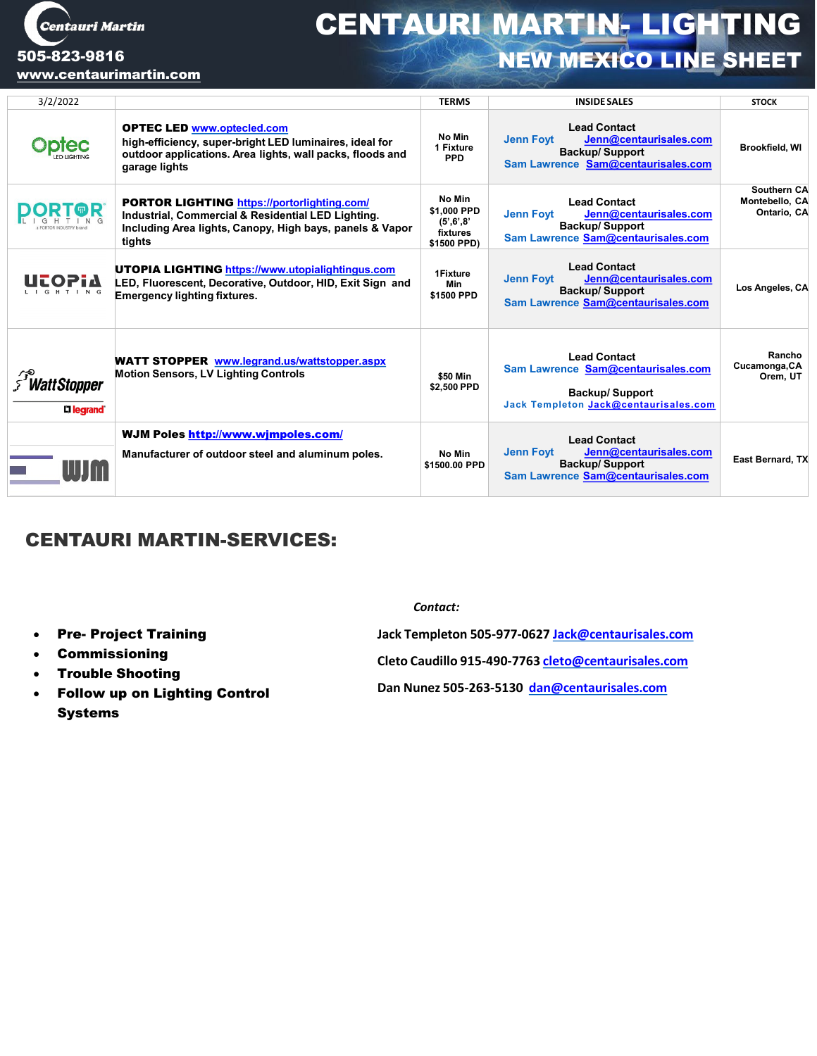# CENTAURI MARTIN- LIGHTING

## NEW MEXICO LINE SHEET

Centauri Martin
505-823-9816
www.centaurimartin.com

| 3/2/2022 | | TERMS | INSIDE SALES | STOCK |
|---|---|---|---|---|
| Optec LED LIGHTING | **OPTEC LED** www.optecled.com<br>high-efficiency, super-bright LED luminaires, ideal for outdoor applications. Area lights, wall packs, floods and garage lights | No Min<br>1 Fixture<br>PPD | Lead Contact<br>Jenn Foyt Jenn@centaurisales.com<br>Backup/ Support<br>Sam Lawrence Sam@centaurisales.com | Brookfield, WI |
| PORTOR LIGHTING a PORTOR INDUSTRY brand | **PORTOR LIGHTING** https://portorlighting.com/<br>Industrial, Commercial & Residential LED Lighting. Including Area lights, Canopy, High bays, panels & Vapor tights | No Min<br>$1,000 PPD<br>(5',6',8' fixtures<br>$1500 PPD) | Lead Contact<br>Jenn Foyt Jenn@centaurisales.com<br>Backup/ Support<br>Sam Lawrence Sam@centaurisales.com | Southern CA<br>Montebello, CA<br>Ontario, CA |
| UTOPIA LIGHTING | **UTOPIA LIGHTING** https://www.utopialightingus.com<br>LED, Fluorescent, Decorative, Outdoor, HID, Exit Sign and Emergency lighting fixtures. | 1Fixture<br>Min<br>$1500 PPD | Lead Contact<br>Jenn Foyt Jenn@centaurisales.com<br>Backup/ Support<br>Sam Lawrence Sam@centaurisales.com | Los Angeles, CA |
| WattStopper legrand | **WATT STOPPER** www.legrand.us/wattstopper.aspx<br>Motion Sensors, LV Lighting Controls | $50 Min<br>$2,500 PPD | Lead Contact<br>Sam Lawrence Sam@centaurisales.com<br>Backup/ Support<br>Jack Templeton Jack@centaurisales.com | Rancho Cucamonga,CA<br>Orem, UT |
| WJM | **WJM Poles** http://www.wjmpoles.com/<br>Manufacturer of outdoor steel and aluminum poles. | No Min<br>$1500.00 PPD | Lead Contact<br>Jenn Foyt Jenn@centaurisales.com<br>Backup/ Support<br>Sam Lawrence Sam@centaurisales.com | East Bernard, TX |

## CENTAURI MARTIN-SERVICES:

- **Pre- Project Training**
- **Commissioning**
- **Trouble Shooting**
- **Follow up on Lighting Control Systems**

*Contact:*

Jack Templeton 505-977-0627 Jack@centaurisales.com

Cleto Caudillo 915-490-7763 cleto@centaurisales.com

Dan Nunez 505-263-5130 dan@centaurisales.com